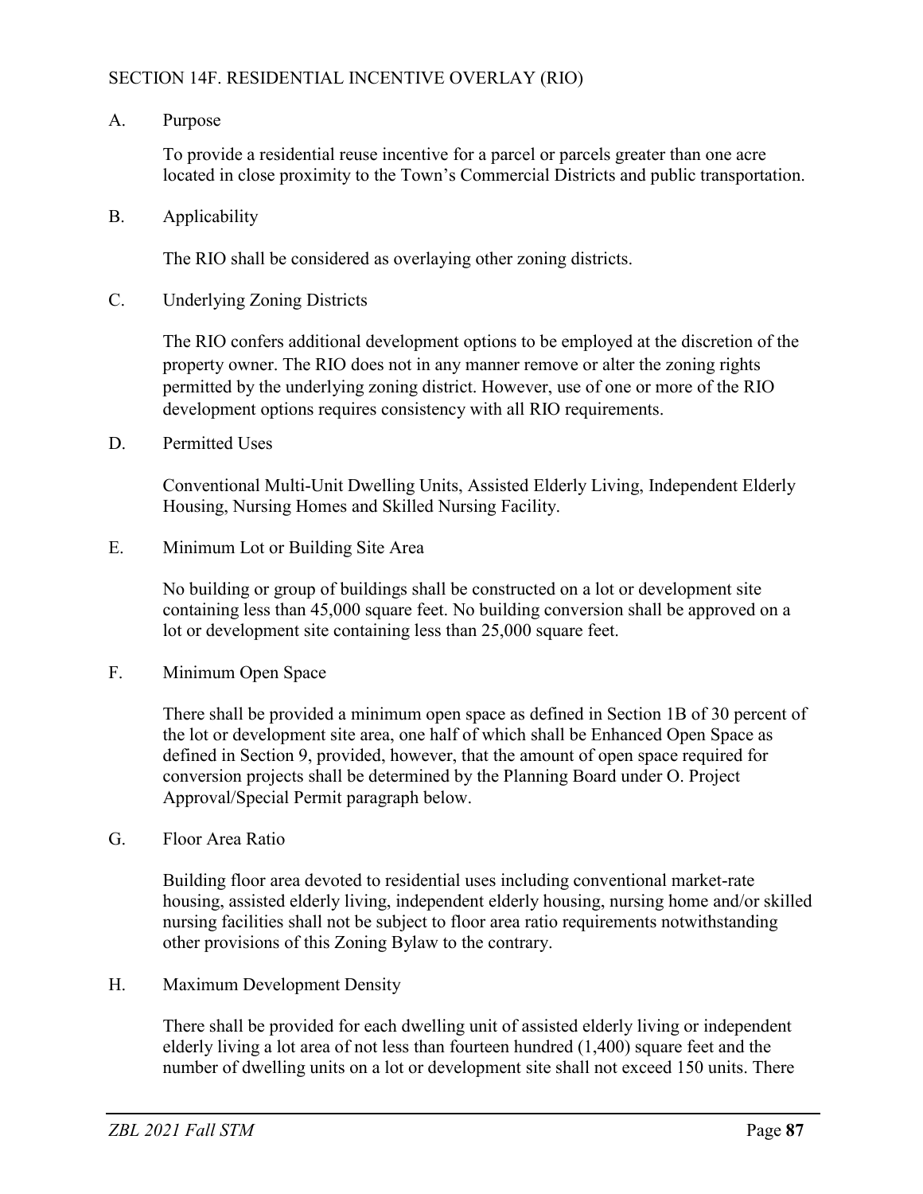## SECTION 14F. RESIDENTIAL INCENTIVE OVERLAY (RIO)

### A. Purpose

To provide a residential reuse incentive for a parcel or parcels greater than one acre located in close proximity to the Town's Commercial Districts and public transportation.

### B. Applicability

The RIO shall be considered as overlaying other zoning districts.

### C. Underlying Zoning Districts

The RIO confers additional development options to be employed at the discretion of the property owner. The RIO does not in any manner remove or alter the zoning rights permitted by the underlying zoning district. However, use of one or more of the RIO development options requires consistency with all RIO requirements.

### D. Permitted Uses

Conventional Multi-Unit Dwelling Units, Assisted Elderly Living, Independent Elderly Housing, Nursing Homes and Skilled Nursing Facility.

### E. Minimum Lot or Building Site Area

No building or group of buildings shall be constructed on a lot or development site containing less than 45,000 square feet. No building conversion shall be approved on a lot or development site containing less than 25,000 square feet.

### F. Minimum Open Space

There shall be provided a minimum open space as defined in Section 1B of 30 percent of the lot or development site area, one half of which shall be Enhanced Open Space as defined in Section 9, provided, however, that the amount of open space required for conversion projects shall be determined by the Planning Board under O. Project Approval/Special Permit paragraph below.

### G. Floor Area Ratio

Building floor area devoted to residential uses including conventional market-rate housing, assisted elderly living, independent elderly housing, nursing home and/or skilled nursing facilities shall not be subject to floor area ratio requirements notwithstanding other provisions of this Zoning Bylaw to the contrary.

### H. Maximum Development Density

There shall be provided for each dwelling unit of assisted elderly living or independent elderly living a lot area of not less than fourteen hundred (1,400) square feet and the number of dwelling units on a lot or development site shall not exceed 150 units. There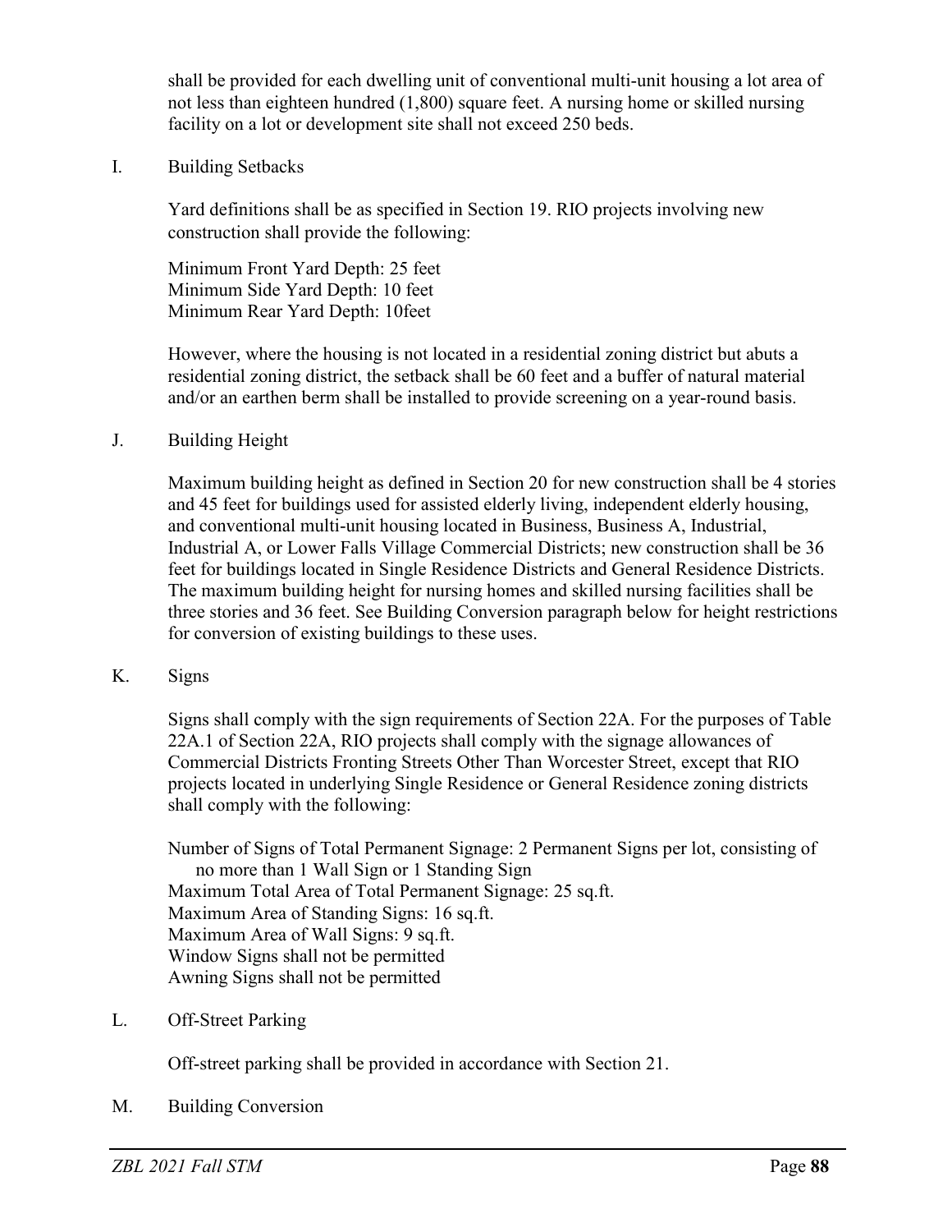shall be provided for each dwelling unit of conventional multi-unit housing a lot area of not less than eighteen hundred (1,800) square feet. A nursing home or skilled nursing facility on a lot or development site shall not exceed 250 beds.

I. Building Setbacks

Yard definitions shall be as specified in Section 19. RIO projects involving new construction shall provide the following:

Minimum Front Yard Depth: 25 feet
Minimum Side Yard Depth: 10 feet
Minimum Rear Yard Depth: 10feet

However, where the housing is not located in a residential zoning district but abuts a residential zoning district, the setback shall be 60 feet and a buffer of natural material and/or an earthen berm shall be installed to provide screening on a year-round basis.

J. Building Height

Maximum building height as defined in Section 20 for new construction shall be 4 stories and 45 feet for buildings used for assisted elderly living, independent elderly housing, and conventional multi-unit housing located in Business, Business A, Industrial, Industrial A, or Lower Falls Village Commercial Districts; new construction shall be 36 feet for buildings located in Single Residence Districts and General Residence Districts. The maximum building height for nursing homes and skilled nursing facilities shall be three stories and 36 feet. See Building Conversion paragraph below for height restrictions for conversion of existing buildings to these uses.

K. Signs

Signs shall comply with the sign requirements of Section 22A. For the purposes of Table 22A.1 of Section 22A, RIO projects shall comply with the signage allowances of Commercial Districts Fronting Streets Other Than Worcester Street, except that RIO projects located in underlying Single Residence or General Residence zoning districts shall comply with the following:

Number of Signs of Total Permanent Signage: 2 Permanent Signs per lot, consisting of no more than 1 Wall Sign or 1 Standing Sign
Maximum Total Area of Total Permanent Signage: 25 sq.ft.
Maximum Area of Standing Signs: 16 sq.ft.
Maximum Area of Wall Signs: 9 sq.ft.
Window Signs shall not be permitted
Awning Signs shall not be permitted

L. Off-Street Parking

Off-street parking shall be provided in accordance with Section 21.

M. Building Conversion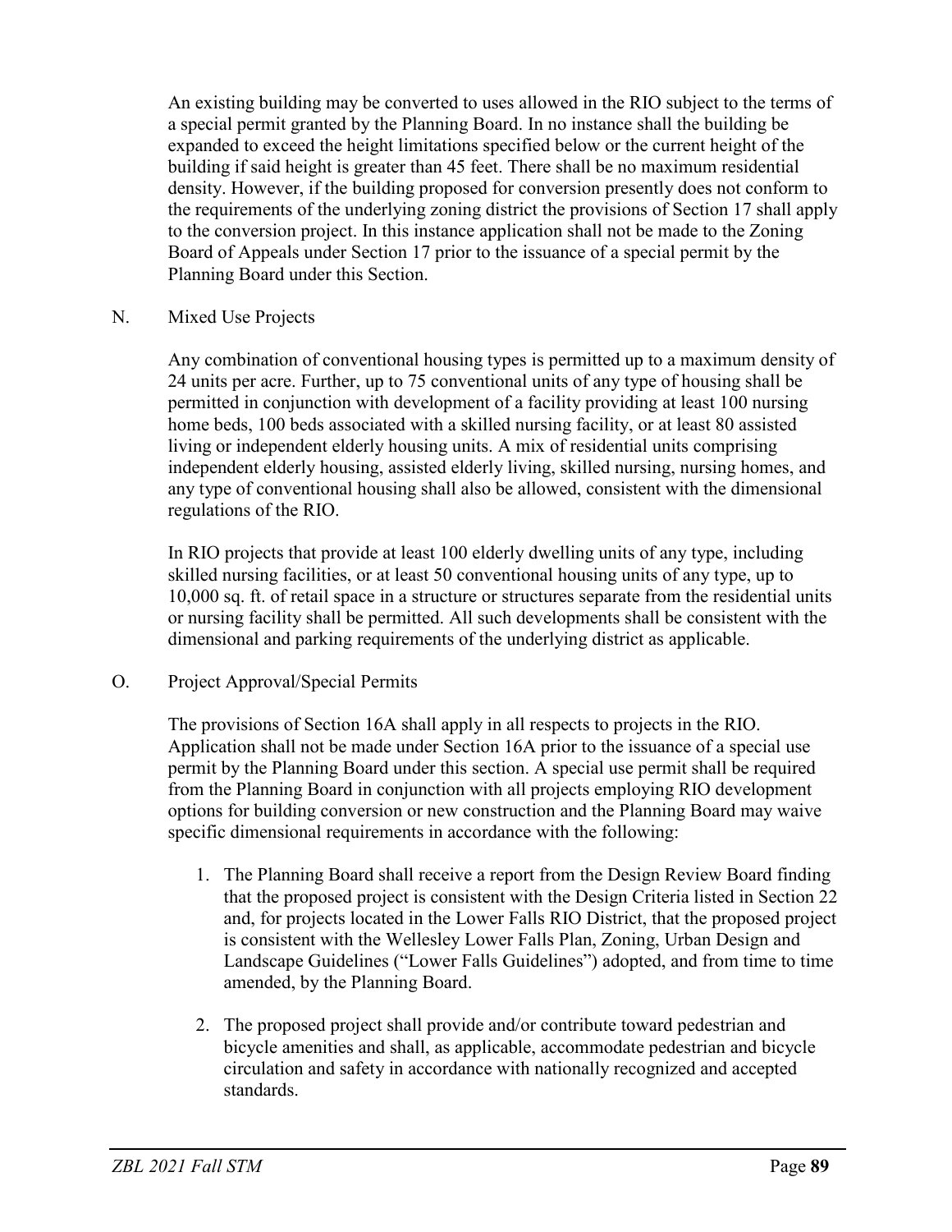An existing building may be converted to uses allowed in the RIO subject to the terms of a special permit granted by the Planning Board. In no instance shall the building be expanded to exceed the height limitations specified below or the current height of the building if said height is greater than 45 feet. There shall be no maximum residential density. However, if the building proposed for conversion presently does not conform to the requirements of the underlying zoning district the provisions of Section 17 shall apply to the conversion project. In this instance application shall not be made to the Zoning Board of Appeals under Section 17 prior to the issuance of a special permit by the Planning Board under this Section.

N. Mixed Use Projects

Any combination of conventional housing types is permitted up to a maximum density of 24 units per acre. Further, up to 75 conventional units of any type of housing shall be permitted in conjunction with development of a facility providing at least 100 nursing home beds, 100 beds associated with a skilled nursing facility, or at least 80 assisted living or independent elderly housing units. A mix of residential units comprising independent elderly housing, assisted elderly living, skilled nursing, nursing homes, and any type of conventional housing shall also be allowed, consistent with the dimensional regulations of the RIO.

In RIO projects that provide at least 100 elderly dwelling units of any type, including skilled nursing facilities, or at least 50 conventional housing units of any type, up to 10,000 sq. ft. of retail space in a structure or structures separate from the residential units or nursing facility shall be permitted. All such developments shall be consistent with the dimensional and parking requirements of the underlying district as applicable.

O. Project Approval/Special Permits

The provisions of Section 16A shall apply in all respects to projects in the RIO. Application shall not be made under Section 16A prior to the issuance of a special use permit by the Planning Board under this section. A special use permit shall be required from the Planning Board in conjunction with all projects employing RIO development options for building conversion or new construction and the Planning Board may waive specific dimensional requirements in accordance with the following:

1. The Planning Board shall receive a report from the Design Review Board finding that the proposed project is consistent with the Design Criteria listed in Section 22 and, for projects located in the Lower Falls RIO District, that the proposed project is consistent with the Wellesley Lower Falls Plan, Zoning, Urban Design and Landscape Guidelines ("Lower Falls Guidelines") adopted, and from time to time amended, by the Planning Board.

2. The proposed project shall provide and/or contribute toward pedestrian and bicycle amenities and shall, as applicable, accommodate pedestrian and bicycle circulation and safety in accordance with nationally recognized and accepted standards.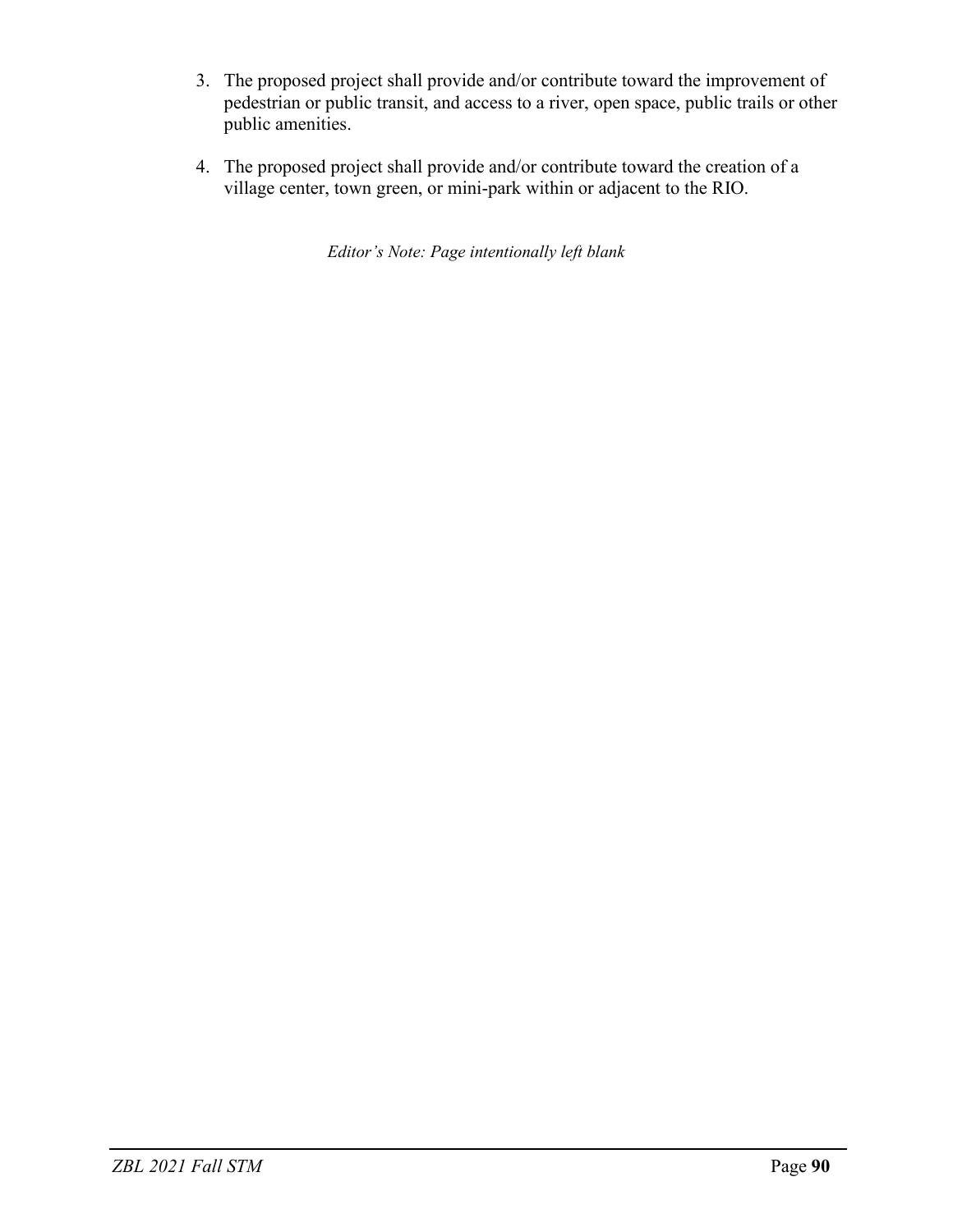3. The proposed project shall provide and/or contribute toward the improvement of pedestrian or public transit, and access to a river, open space, public trails or other public amenities.

4. The proposed project shall provide and/or contribute toward the creation of a village center, town green, or mini-park within or adjacent to the RIO.

*Editor's Note: Page intentionally left blank*